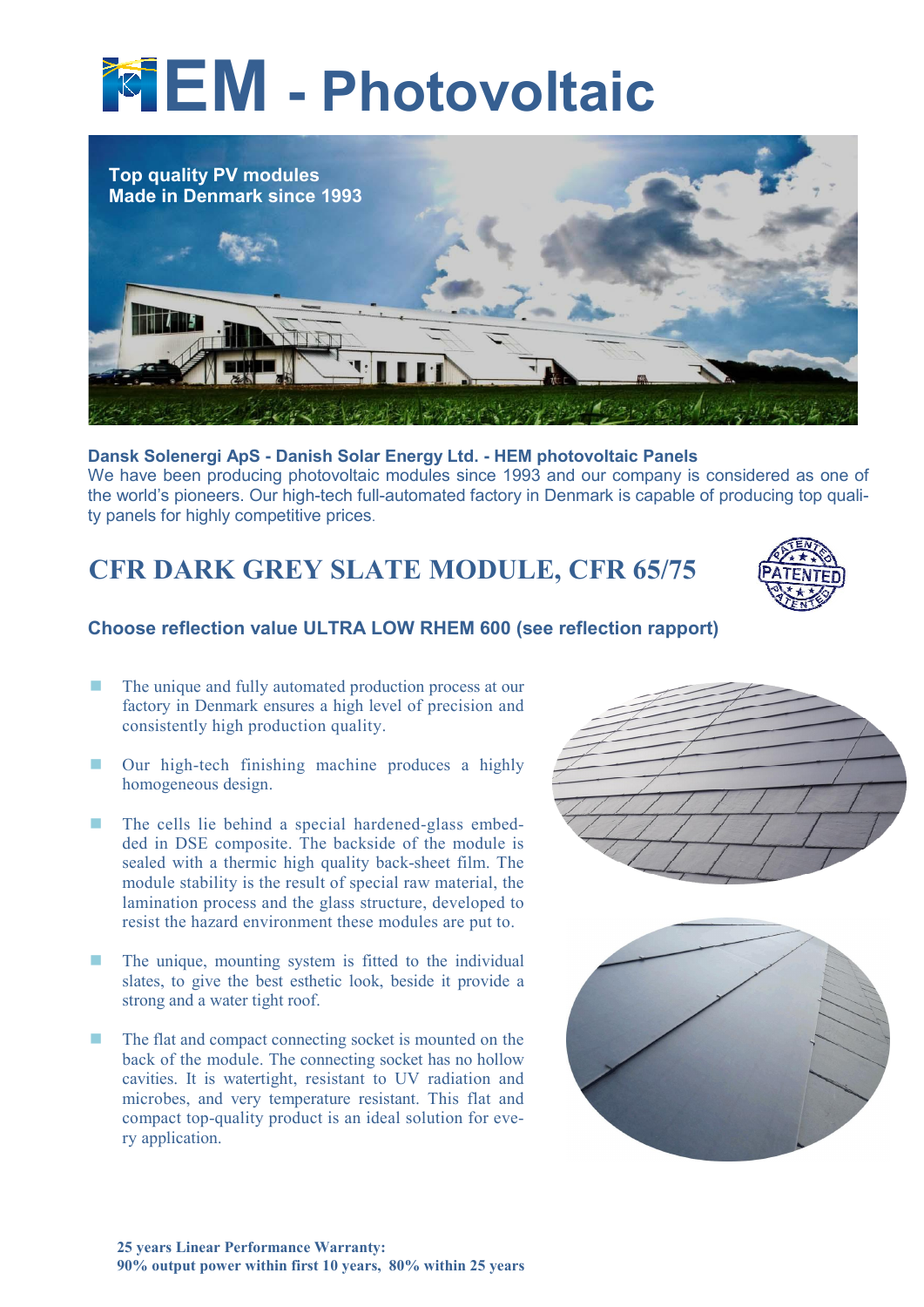# HEM - Photovoltaic

Top quality PV modules
Made in Denmark since 1993

**Dansk Solenergi ApS - Danish Solar Energy Ltd. - HEM photovoltaic Panels**
We have been producing photovoltaic modules since 1993 and our company is considered as one of the world's pioneers. Our high-tech full-automated factory in Denmark is capable of producing top quality panels for highly competitive prices.

## CFR DARK GREY SLATE MODULE, CFR 65/75

PATENTED

### Choose reflection value ULTRA LOW RHEM 600 (see reflection rapport)

- The unique and fully automated production process at our factory in Denmark ensures a high level of precision and consistently high production quality.
- Our high-tech finishing machine produces a highly homogeneous design.
- The cells lie behind a special hardened-glass embedded in DSE composite. The backside of the module is sealed with a thermic high quality back-sheet film. The module stability is the result of special raw material, the lamination process and the glass structure, developed to resist the hazard environment these modules are put to.
- The unique, mounting system is fitted to the individual slates, to give the best esthetic look, beside it provide a strong and a water tight roof.
- The flat and compact connecting socket is mounted on the back of the module. The connecting socket has no hollow cavities. It is watertight, resistant to UV radiation and microbes, and very temperature resistant. This flat and compact top-quality product is an ideal solution for every application.

**25 years Linear Performance Warranty:**
**90% output power within first 10 years, 80% within 25 years**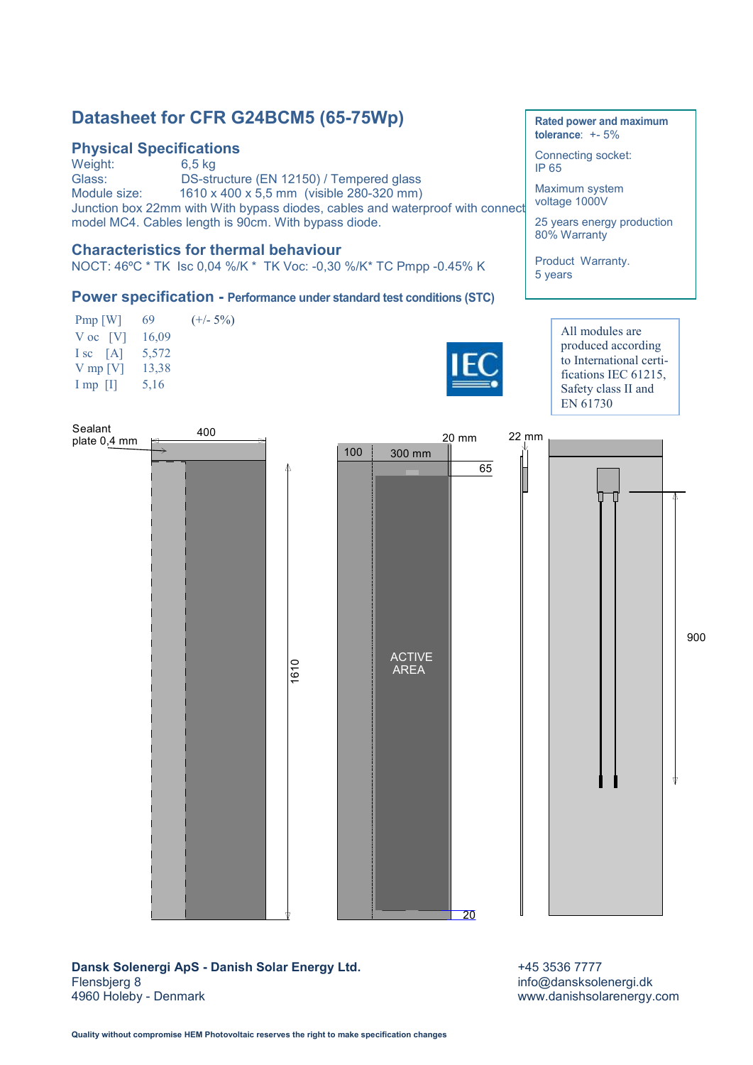# Datasheet for CFR G24BCM5 (65-75Wp)

## Physical Specifications

Weight: 6,5 kg
Glass: DS-structure (EN 12150) / Tempered glass
Module size: 1610 x 400 x 5,5 mm (visible 280-320 mm)
Junction box 22mm with With bypass diodes, cables and waterproof with connect model MC4. Cables length is 90cm. With bypass diode.

## Characteristics for thermal behaviour

NOCT: 46ºC * TK Isc 0,04 %/K * TK Voc: -0,30 %/K* TC Pmpp -0.45% K

## Power specification - Performance under standard test conditions (STC)

| | | |
|---|---|---|
| Pmp [W] | 69 | (+/- 5%) |
| V oc [V] | 16,09 | |
| I sc [A] | 5,572 | |
| V mp [V] | 13,38 | |
| I mp [I] | 5,16 | |

**Rated power and maximum tolerance**: +- 5%

Connecting socket: IP 65

Maximum system voltage 1000V

25 years energy production 80% Warranty

Product Warranty. 5 years

All modules are produced according to International certifications IEC 61215, Safety class II and EN 61730

IEC

Sealant plate 0,4 mm
400
1610
100
300 mm
20 mm
65
ACTIVE AREA
20
22 mm
900

**Dansk Solenergi ApS - Danish Solar Energy Ltd.**
Flensbjerg 8
4960 Holeby - Denmark

+45 3536 7777
info@dansksolenergi.dk
www.danishsolarenergy.com

**Quality without compromise HEM Photovoltaic reserves the right to make specification changes**